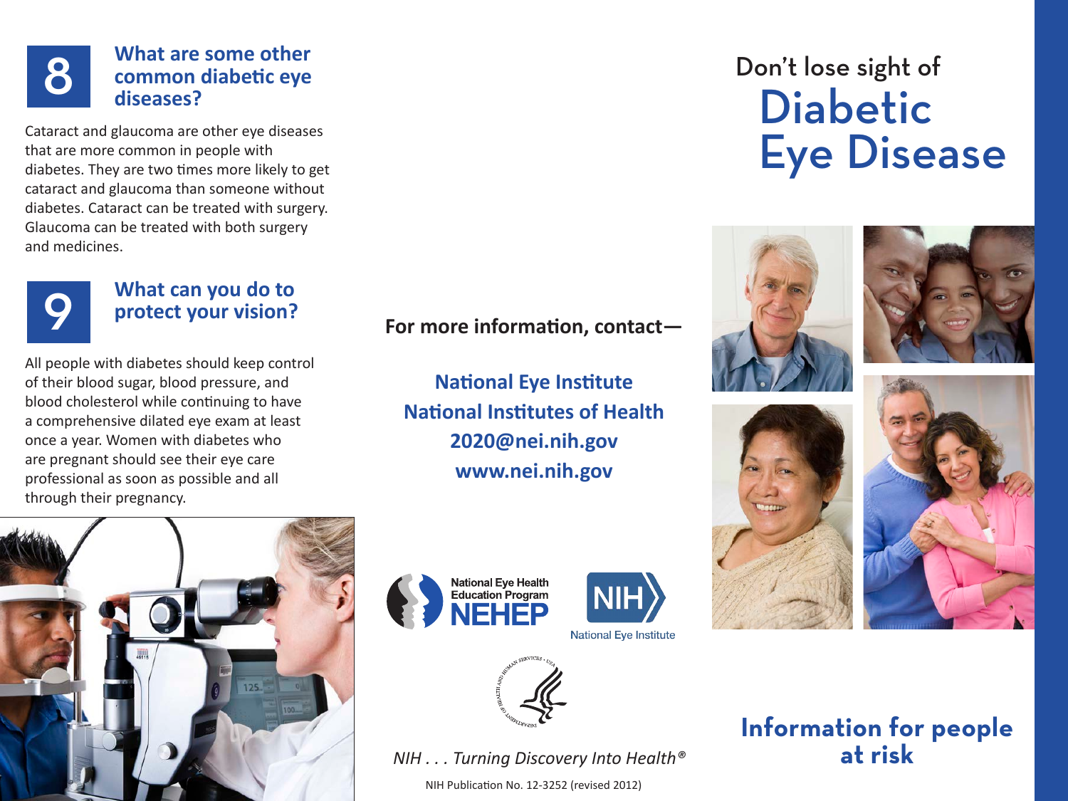## 8 What are some other common diabetic eye diseases?

Cataract and glaucoma are other eye diseases that are more common in people with diabetes. They are two times more likely to get cataract and glaucoma than someone without diabetes. Cataract can be treated with surgery. Glaucoma can be treated with both surgery and medicines.

## 9 What can you do to protect your vision?

All people with diabetes should keep control of their blood sugar, blood pressure, and blood cholesterol while continuing to have a comprehensive dilated eye exam at least once a year. Women with diabetes who are pregnant should see their eye care professional as soon as possible and all through their pregnancy.

**For more information, contact—**

**National Eye Institute**
**National Institutes of Health**
**2020@nei.nih.gov**
**www.nei.nih.gov**

National Eye Health Education Program NEHEP

NIH National Eye Institute

*NIH . . . Turning Discovery Into Health®*

NIH Publication No. 12-3252 (revised 2012)

# Don't lose sight of Diabetic Eye Disease

## Information for people at risk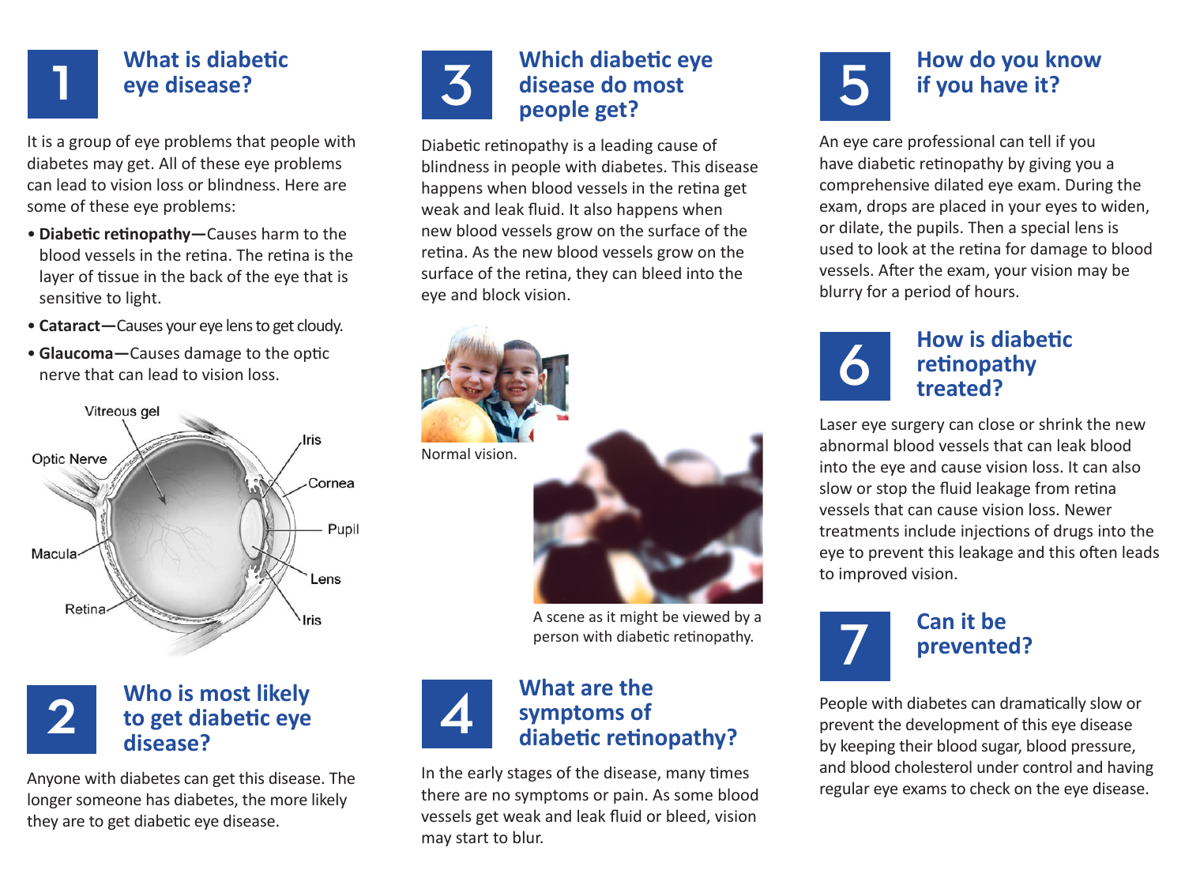## 1 What is diabetic eye disease?

It is a group of eye problems that people with diabetes may get. All of these eye problems can lead to vision loss or blindness. Here are some of these eye problems:

- **Diabetic retinopathy—**Causes harm to the blood vessels in the retina. The retina is the layer of tissue in the back of the eye that is sensitive to light.
- **Cataract—**Causes your eye lens to get cloudy.
- **Glaucoma—**Causes damage to the optic nerve that can lead to vision loss.

Vitreous gel

Iris

Optic Nerve

Cornea

Pupil

Macula

Lens

Retina

Iris

## 2 Who is most likely to get diabetic eye disease?

Anyone with diabetes can get this disease. The longer someone has diabetes, the more likely they are to get diabetic eye disease.

## 3 Which diabetic eye disease do most people get?

Diabetic retinopathy is a leading cause of blindness in people with diabetes. This disease happens when blood vessels in the retina get weak and leak fluid. It also happens when new blood vessels grow on the surface of the retina. As the new blood vessels grow on the surface of the retina, they can bleed into the eye and block vision.

Normal vision.

A scene as it might be viewed by a person with diabetic retinopathy.

## 4 What are the symptoms of diabetic retinopathy?

In the early stages of the disease, many times there are no symptoms or pain. As some blood vessels get weak and leak fluid or bleed, vision may start to blur.

## 5 How do you know if you have it?

An eye care professional can tell if you have diabetic retinopathy by giving you a comprehensive dilated eye exam. During the exam, drops are placed in your eyes to widen, or dilate, the pupils. Then a special lens is used to look at the retina for damage to blood vessels. After the exam, your vision may be blurry for a period of hours.

## 6 How is diabetic retinopathy treated?

Laser eye surgery can close or shrink the new abnormal blood vessels that can leak blood into the eye and cause vision loss. It can also slow or stop the fluid leakage from retina vessels that can cause vision loss. Newer treatments include injections of drugs into the eye to prevent this leakage and this often leads to improved vision.

## 7 Can it be prevented?

People with diabetes can dramatically slow or prevent the development of this eye disease by keeping their blood sugar, blood pressure, and blood cholesterol under control and having regular eye exams to check on the eye disease.